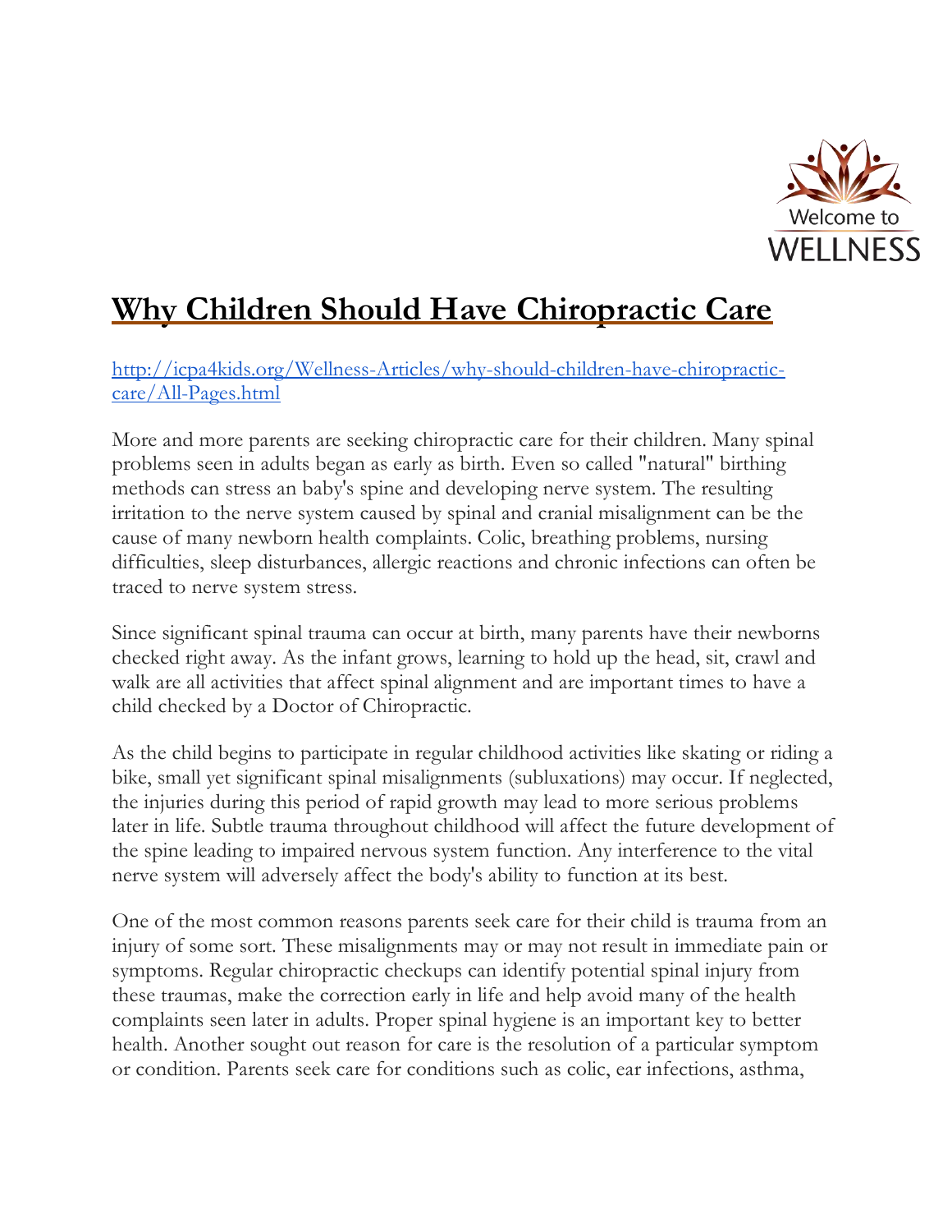Welcome to WELLNESS

# Why Children Should Have Chiropractic Care

[http://icpa4kids.org/Wellness-Articles/why-should-children-have-chiropractic-care/All-Pages.html](http://icpa4kids.org/Wellness-Articles/why-should-children-have-chiropractic-care/All-Pages.html)

More and more parents are seeking chiropractic care for their children. Many spinal problems seen in adults began as early as birth. Even so called "natural" birthing methods can stress an baby's spine and developing nerve system. The resulting irritation to the nerve system caused by spinal and cranial misalignment can be the cause of many newborn health complaints. Colic, breathing problems, nursing difficulties, sleep disturbances, allergic reactions and chronic infections can often be traced to nerve system stress.

Since significant spinal trauma can occur at birth, many parents have their newborns checked right away. As the infant grows, learning to hold up the head, sit, crawl and walk are all activities that affect spinal alignment and are important times to have a child checked by a Doctor of Chiropractic.

As the child begins to participate in regular childhood activities like skating or riding a bike, small yet significant spinal misalignments (subluxations) may occur. If neglected, the injuries during this period of rapid growth may lead to more serious problems later in life. Subtle trauma throughout childhood will affect the future development of the spine leading to impaired nervous system function. Any interference to the vital nerve system will adversely affect the body's ability to function at its best.

One of the most common reasons parents seek care for their child is trauma from an injury of some sort. These misalignments may or may not result in immediate pain or symptoms. Regular chiropractic checkups can identify potential spinal injury from these traumas, make the correction early in life and help avoid many of the health complaints seen later in adults. Proper spinal hygiene is an important key to better health. Another sought out reason for care is the resolution of a particular symptom or condition. Parents seek care for conditions such as colic, ear infections, asthma,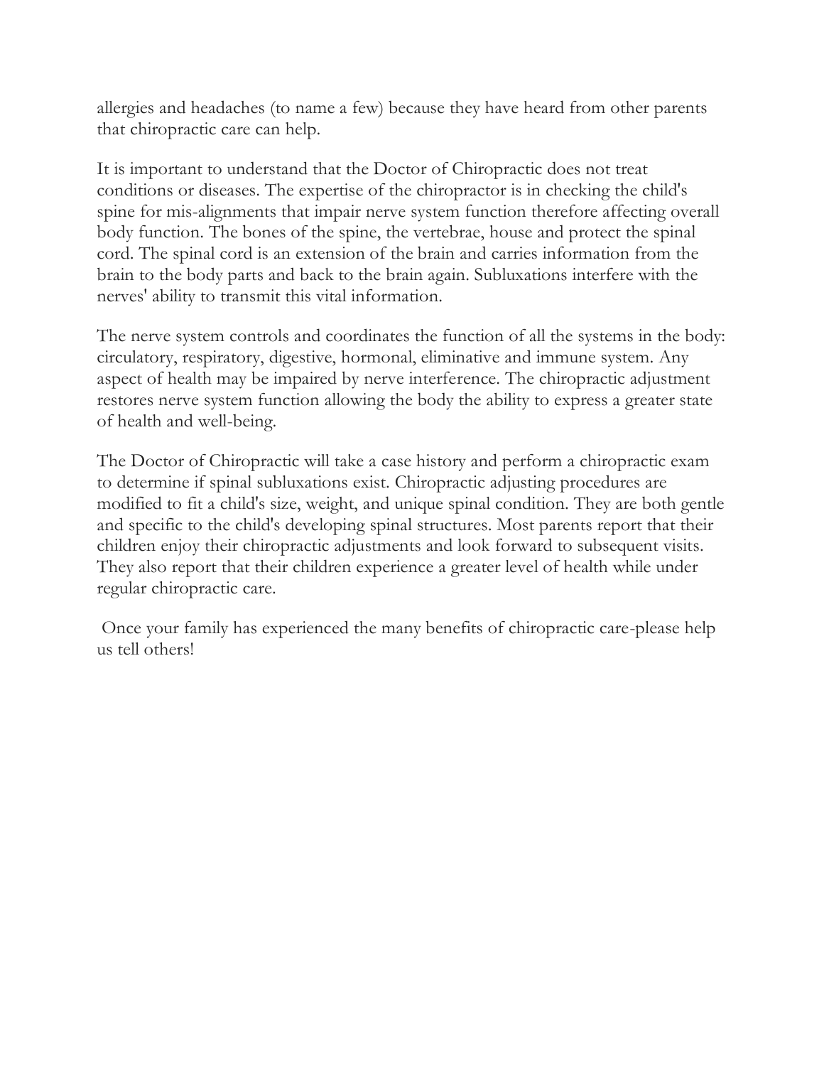allergies and headaches (to name a few) because they have heard from other parents that chiropractic care can help.

It is important to understand that the Doctor of Chiropractic does not treat conditions or diseases. The expertise of the chiropractor is in checking the child's spine for mis-alignments that impair nerve system function therefore affecting overall body function. The bones of the spine, the vertebrae, house and protect the spinal cord. The spinal cord is an extension of the brain and carries information from the brain to the body parts and back to the brain again. Subluxations interfere with the nerves' ability to transmit this vital information.

The nerve system controls and coordinates the function of all the systems in the body: circulatory, respiratory, digestive, hormonal, eliminative and immune system. Any aspect of health may be impaired by nerve interference. The chiropractic adjustment restores nerve system function allowing the body the ability to express a greater state of health and well-being.

The Doctor of Chiropractic will take a case history and perform a chiropractic exam to determine if spinal subluxations exist. Chiropractic adjusting procedures are modified to fit a child's size, weight, and unique spinal condition. They are both gentle and specific to the child's developing spinal structures. Most parents report that their children enjoy their chiropractic adjustments and look forward to subsequent visits. They also report that their children experience a greater level of health while under regular chiropractic care.

Once your family has experienced the many benefits of chiropractic care-please help us tell others!